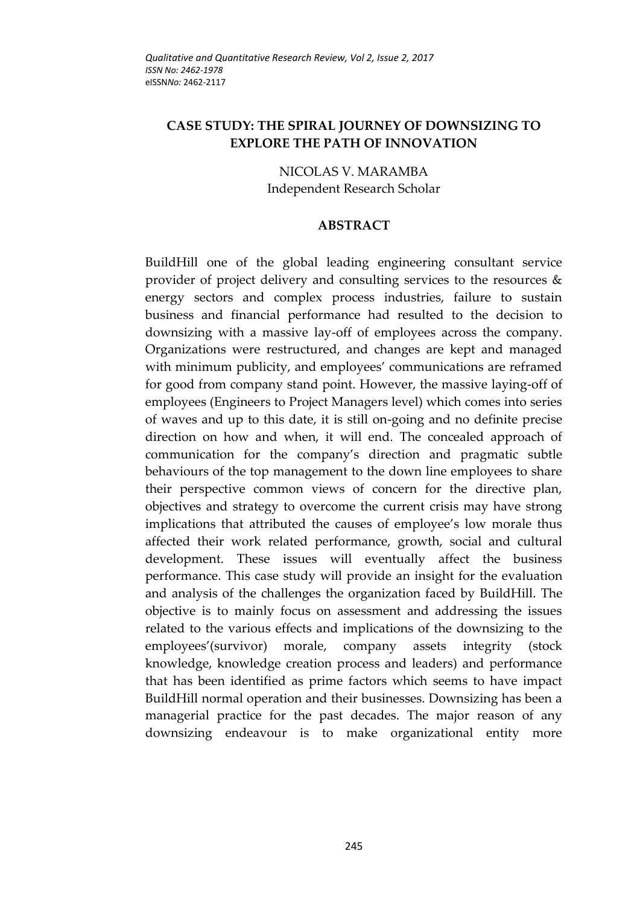# CASE STUDY: THE SPIRAL JOURNEY OF DOWNSIZING TO EXPLORE THE PATH OF INNOVATION

NICOLAS V. MARAMBA
Independent Research Scholar

## ABSTRACT

BuildHill one of the global leading engineering consultant service provider of project delivery and consulting services to the resources & energy sectors and complex process industries, failure to sustain business and financial performance had resulted to the decision to downsizing with a massive lay-off of employees across the company. Organizations were restructured, and changes are kept and managed with minimum publicity, and employees' communications are reframed for good from company stand point. However, the massive laying-off of employees (Engineers to Project Managers level) which comes into series of waves and up to this date, it is still on-going and no definite precise direction on how and when, it will end. The concealed approach of communication for the company's direction and pragmatic subtle behaviours of the top management to the down line employees to share their perspective common views of concern for the directive plan, objectives and strategy to overcome the current crisis may have strong implications that attributed the causes of employee's low morale thus affected their work related performance, growth, social and cultural development. These issues will eventually affect the business performance. This case study will provide an insight for the evaluation and analysis of the challenges the organization faced by BuildHill. The objective is to mainly focus on assessment and addressing the issues related to the various effects and implications of the downsizing to the employees'(survivor) morale, company assets integrity (stock knowledge, knowledge creation process and leaders) and performance that has been identified as prime factors which seems to have impact BuildHill normal operation and their businesses. Downsizing has been a managerial practice for the past decades. The major reason of any downsizing endeavour is to make organizational entity more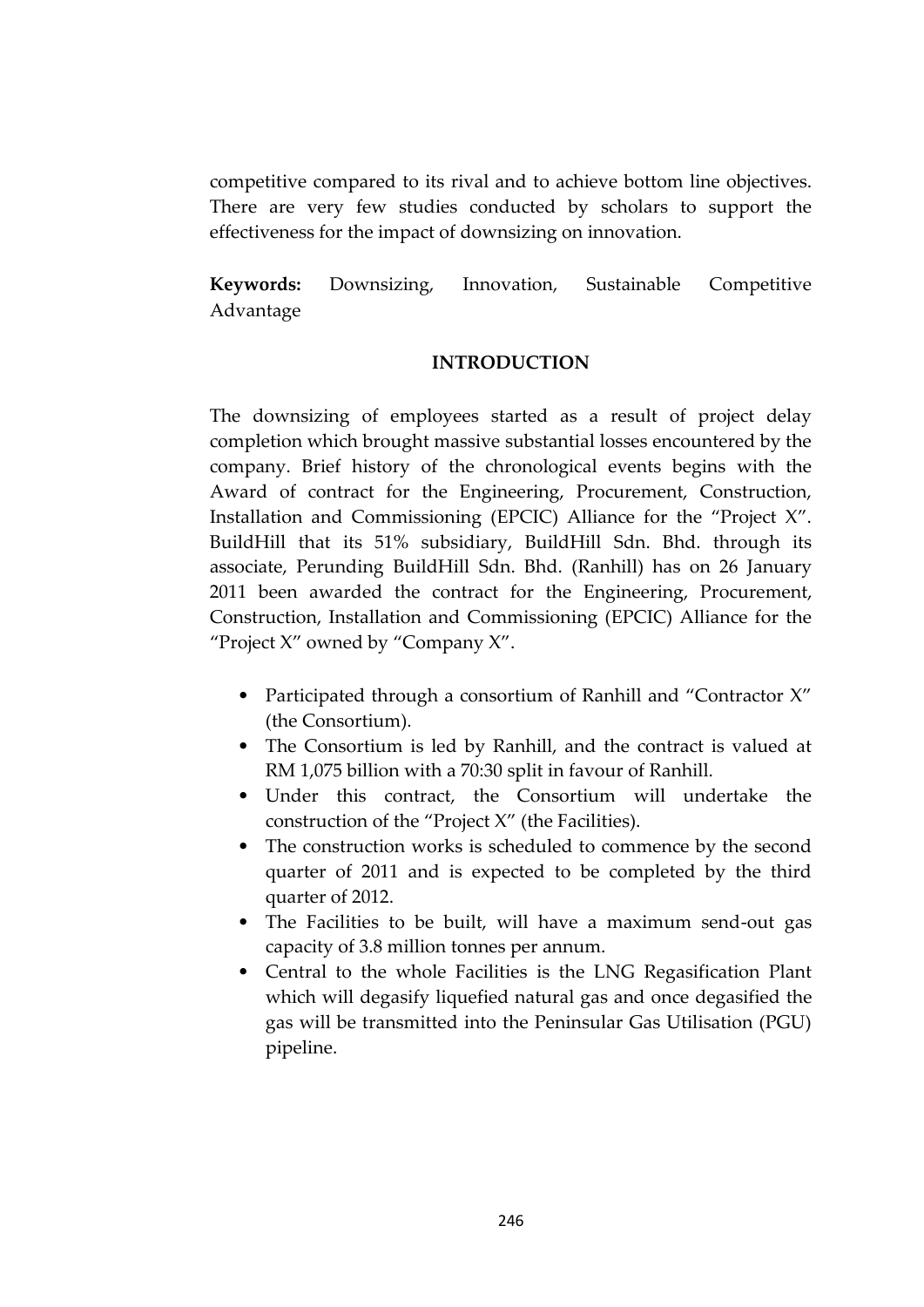competitive compared to its rival and to achieve bottom line objectives. There are very few studies conducted by scholars to support the effectiveness for the impact of downsizing on innovation.

**Keywords:** Downsizing, Innovation, Sustainable Competitive Advantage

## INTRODUCTION

The downsizing of employees started as a result of project delay completion which brought massive substantial losses encountered by the company. Brief history of the chronological events begins with the Award of contract for the Engineering, Procurement, Construction, Installation and Commissioning (EPCIC) Alliance for the "Project X". BuildHill that its 51% subsidiary, BuildHill Sdn. Bhd. through its associate, Perunding BuildHill Sdn. Bhd. (Ranhill) has on 26 January 2011 been awarded the contract for the Engineering, Procurement, Construction, Installation and Commissioning (EPCIC) Alliance for the "Project X" owned by "Company X".

- Participated through a consortium of Ranhill and "Contractor X" (the Consortium).
- The Consortium is led by Ranhill, and the contract is valued at RM 1,075 billion with a 70:30 split in favour of Ranhill.
- Under this contract, the Consortium will undertake the construction of the "Project X" (the Facilities).
- The construction works is scheduled to commence by the second quarter of 2011 and is expected to be completed by the third quarter of 2012.
- The Facilities to be built, will have a maximum send-out gas capacity of 3.8 million tonnes per annum.
- Central to the whole Facilities is the LNG Regasification Plant which will degasify liquefied natural gas and once degasified the gas will be transmitted into the Peninsular Gas Utilisation (PGU) pipeline.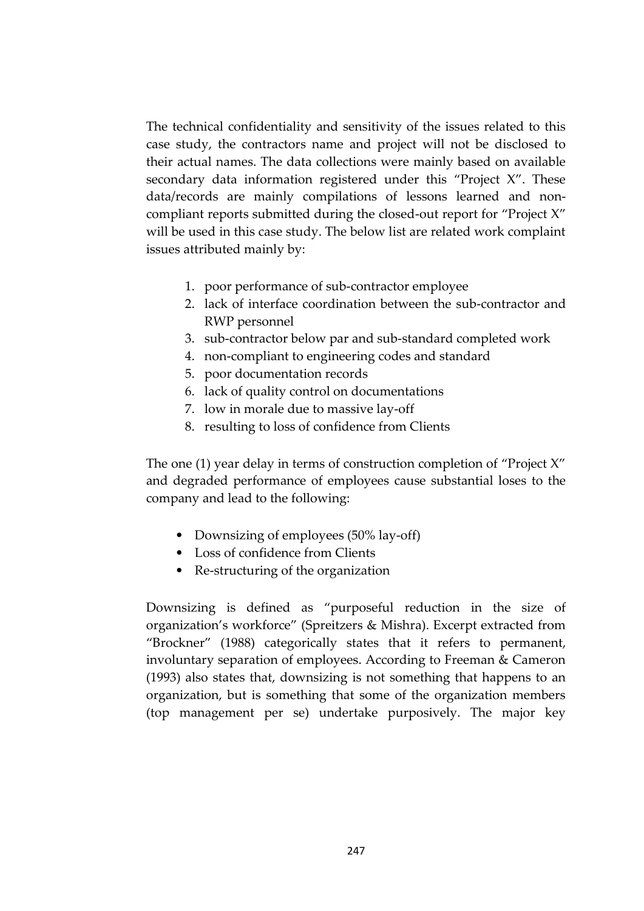The technical confidentiality and sensitivity of the issues related to this case study, the contractors name and project will not be disclosed to their actual names. The data collections were mainly based on available secondary data information registered under this "Project X". These data/records are mainly compilations of lessons learned and non-compliant reports submitted during the closed-out report for "Project X" will be used in this case study. The below list are related work complaint issues attributed mainly by:

1. poor performance of sub-contractor employee
2. lack of interface coordination between the sub-contractor and RWP personnel
3. sub-contractor below par and sub-standard completed work
4. non-compliant to engineering codes and standard
5. poor documentation records
6. lack of quality control on documentations
7. low in morale due to massive lay-off
8. resulting to loss of confidence from Clients

The one (1) year delay in terms of construction completion of "Project X" and degraded performance of employees cause substantial loses to the company and lead to the following:

- Downsizing of employees (50% lay-off)
- Loss of confidence from Clients
- Re-structuring of the organization

Downsizing is defined as "purposeful reduction in the size of organization's workforce" (Spreitzers & Mishra). Excerpt extracted from "Brockner" (1988) categorically states that it refers to permanent, involuntary separation of employees. According to Freeman & Cameron (1993) also states that, downsizing is not something that happens to an organization, but is something that some of the organization members (top management per se) undertake purposively. The major key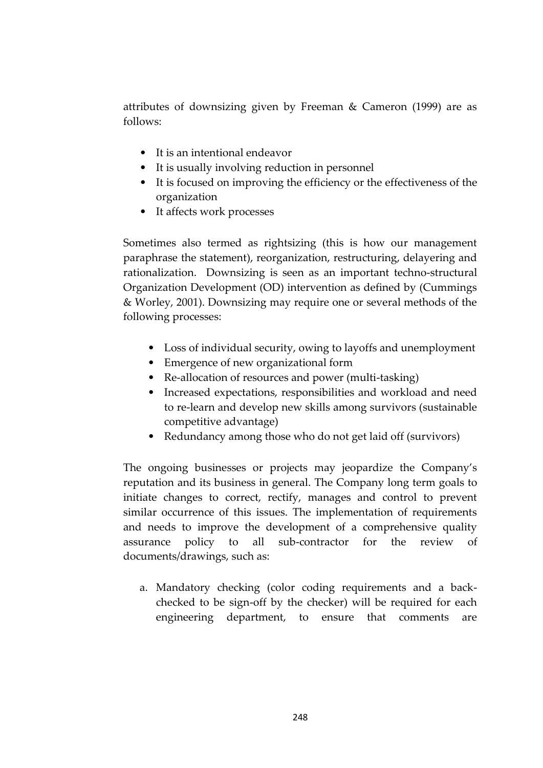attributes of downsizing given by Freeman & Cameron (1999) are as follows:

- It is an intentional endeavor
- It is usually involving reduction in personnel
- It is focused on improving the efficiency or the effectiveness of the organization
- It affects work processes

Sometimes also termed as rightsizing (this is how our management paraphrase the statement), reorganization, restructuring, delayering and rationalization. Downsizing is seen as an important techno-structural Organization Development (OD) intervention as defined by (Cummings & Worley, 2001). Downsizing may require one or several methods of the following processes:

- Loss of individual security, owing to layoffs and unemployment
- Emergence of new organizational form
- Re-allocation of resources and power (multi-tasking)
- Increased expectations, responsibilities and workload and need to re-learn and develop new skills among survivors (sustainable competitive advantage)
- Redundancy among those who do not get laid off (survivors)

The ongoing businesses or projects may jeopardize the Company's reputation and its business in general. The Company long term goals to initiate changes to correct, rectify, manages and control to prevent similar occurrence of this issues. The implementation of requirements and needs to improve the development of a comprehensive quality assurance policy to all sub-contractor for the review of documents/drawings, such as:

a. Mandatory checking (color coding requirements and a back-checked to be sign-off by the checker) will be required for each engineering department, to ensure that comments are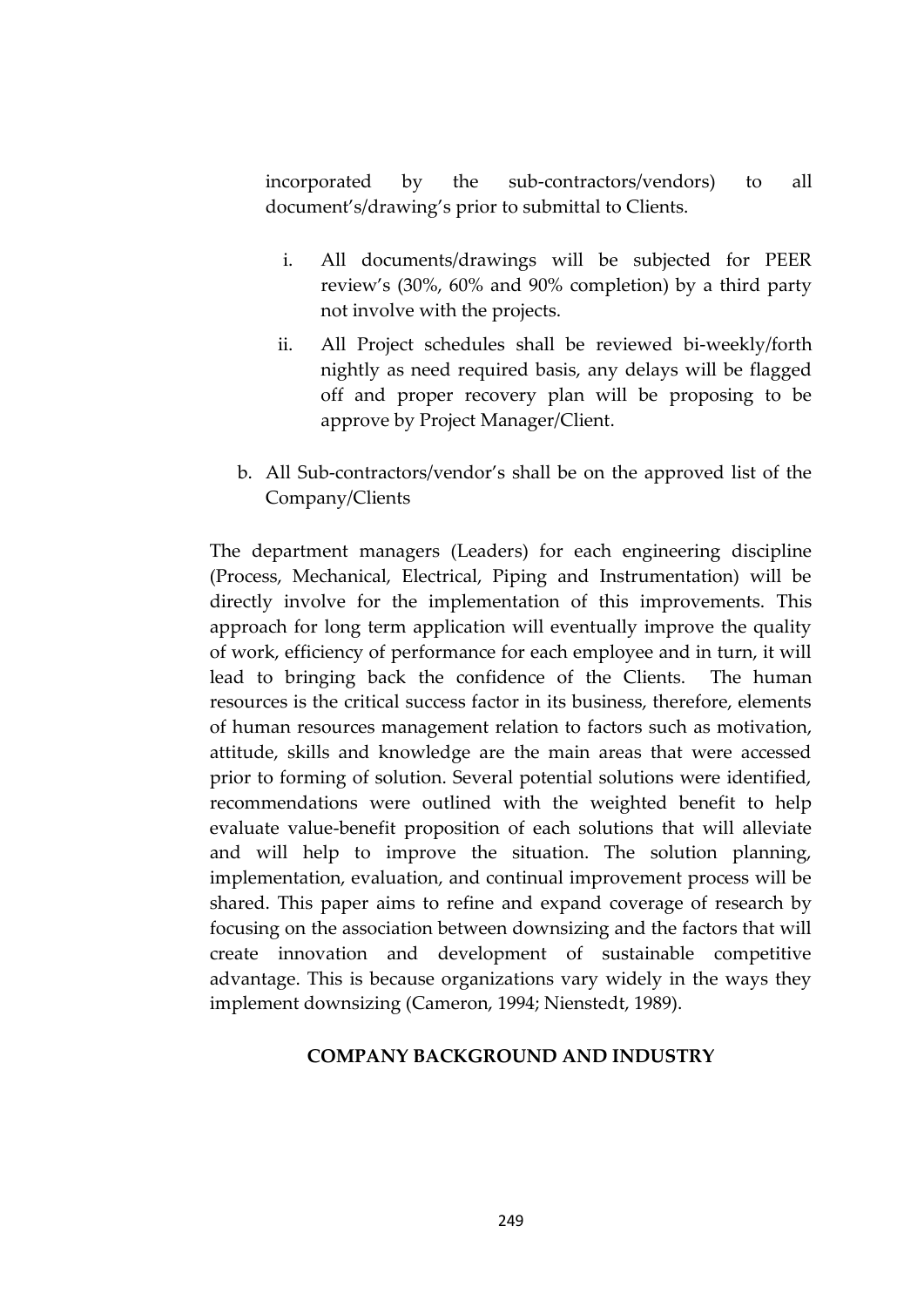incorporated by the sub-contractors/vendors) to all document's/drawing's prior to submittal to Clients.

   i. All documents/drawings will be subjected for PEER review's (30%, 60% and 90% completion) by a third party not involve with the projects.

   ii. All Project schedules shall be reviewed bi-weekly/forth nightly as need required basis, any delays will be flagged off and proper recovery plan will be proposing to be approve by Project Manager/Client.

b. All Sub-contractors/vendor's shall be on the approved list of the Company/Clients

The department managers (Leaders) for each engineering discipline (Process, Mechanical, Electrical, Piping and Instrumentation) will be directly involve for the implementation of this improvements. This approach for long term application will eventually improve the quality of work, efficiency of performance for each employee and in turn, it will lead to bringing back the confidence of the Clients. The human resources is the critical success factor in its business, therefore, elements of human resources management relation to factors such as motivation, attitude, skills and knowledge are the main areas that were accessed prior to forming of solution. Several potential solutions were identified, recommendations were outlined with the weighted benefit to help evaluate value-benefit proposition of each solutions that will alleviate and will help to improve the situation. The solution planning, implementation, evaluation, and continual improvement process will be shared. This paper aims to refine and expand coverage of research by focusing on the association between downsizing and the factors that will create innovation and development of sustainable competitive advantage. This is because organizations vary widely in the ways they implement downsizing (Cameron, 1994; Nienstedt, 1989).

## COMPANY BACKGROUND AND INDUSTRY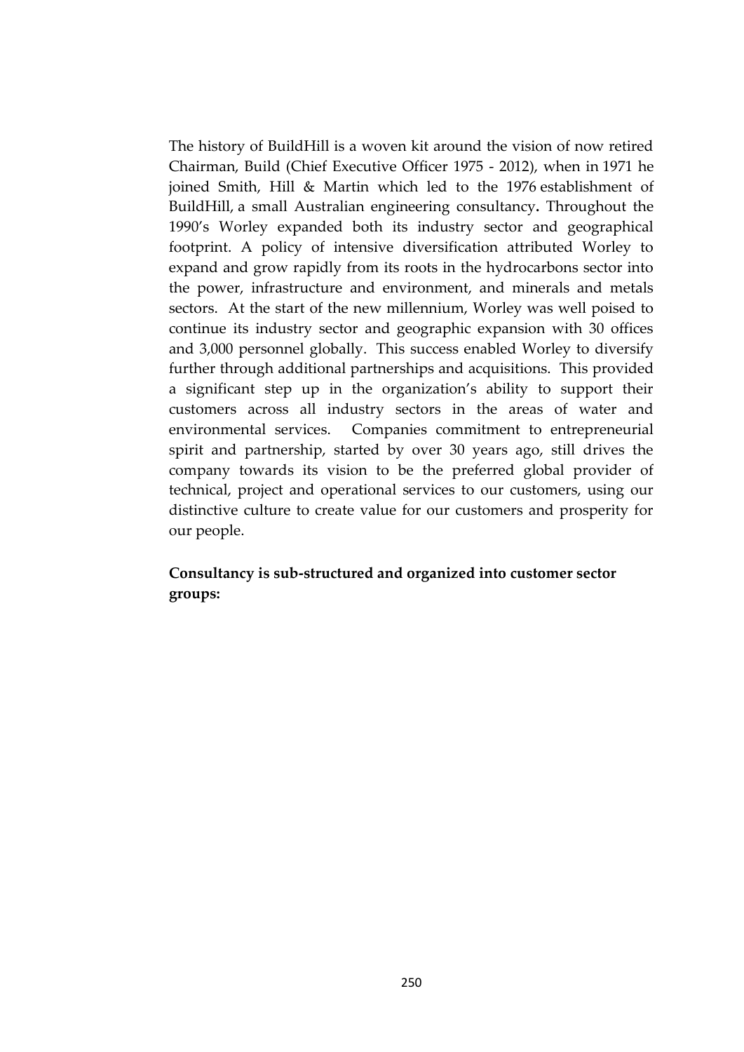The history of BuildHill is a woven kit around the vision of now retired Chairman, Build (Chief Executive Officer 1975 - 2012), when in 1971 he joined Smith, Hill & Martin which led to the 1976 establishment of BuildHill, a small Australian engineering consultancy**.** Throughout the 1990's Worley expanded both its industry sector and geographical footprint. A policy of intensive diversification attributed Worley to expand and grow rapidly from its roots in the hydrocarbons sector into the power, infrastructure and environment, and minerals and metals sectors. At the start of the new millennium, Worley was well poised to continue its industry sector and geographic expansion with 30 offices and 3,000 personnel globally. This success enabled Worley to diversify further through additional partnerships and acquisitions. This provided a significant step up in the organization's ability to support their customers across all industry sectors in the areas of water and environmental services. Companies commitment to entrepreneurial spirit and partnership, started by over 30 years ago, still drives the company towards its vision to be the preferred global provider of technical, project and operational services to our customers, using our distinctive culture to create value for our customers and prosperity for our people.

**Consultancy is sub-structured and organized into customer sector groups:**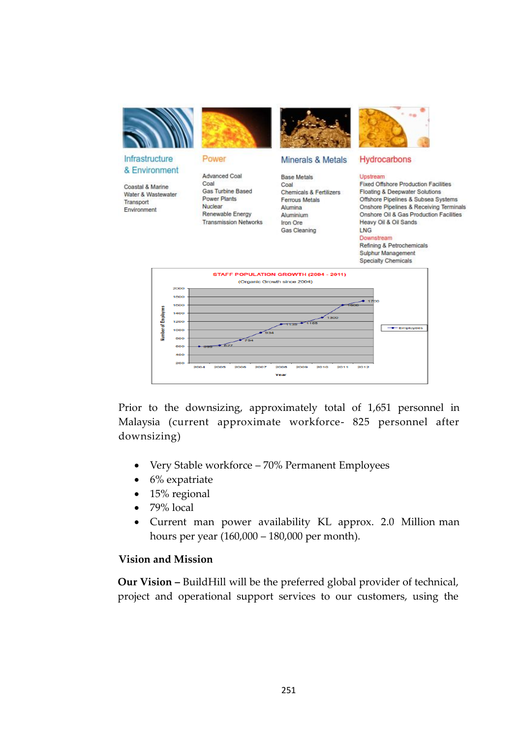Infrastructure & Environment

Coastal & Marine
Water & Wastewater
Transport
Environment

Power

Advanced Coal
Coal
Gas Turbine Based
Power Plants
Nuclear
Renewable Energy
Transmission Networks

Minerals & Metals

Base Metals
Coal
Chemicals & Fertilizers
Ferrous Metals
Alumina
Aluminium
Iron Ore
Gas Cleaning

Hydrocarbons

Upstream
Fixed Offshore Production Facilities
Floating & Deepwater Solutions
Offshore Pipelines & Subsea Systems
Onshore Pipelines & Receiving Terminals
Onshore Oil & Gas Production Facilities
Heavy Oil & Oil Sands
LNG
Downstream
Refining & Petrochemicals
Sulphur Management
Specialty Chemicals

STAFF POPULATION GROWTH (2004 - 2011)
(Organic Growth since 2004)

| Year | Number of Employees |
|---|---|
| 2004 | 599 |
| 2005 | 627 |
| 2006 | 734 |
| 2007 | 934 |
| 2008 | 1139 |
| 2009 | 1165 |
| 2010 | 1300 |
| 2011 | 1600 |
| 2012 | 1700 |

Prior to the downsizing, approximately total of 1,651 personnel in Malaysia (current approximate workforce- 825 personnel after downsizing)

- Very Stable workforce – 70% Permanent Employees
- 6% expatriate
- 15% regional
- 79% local
- Current man power availability KL approx. 2.0 Million man hours per year (160,000 – 180,000 per month).

**Vision and Mission**

**Our Vision –** BuildHill will be the preferred global provider of technical, project and operational support services to our customers, using the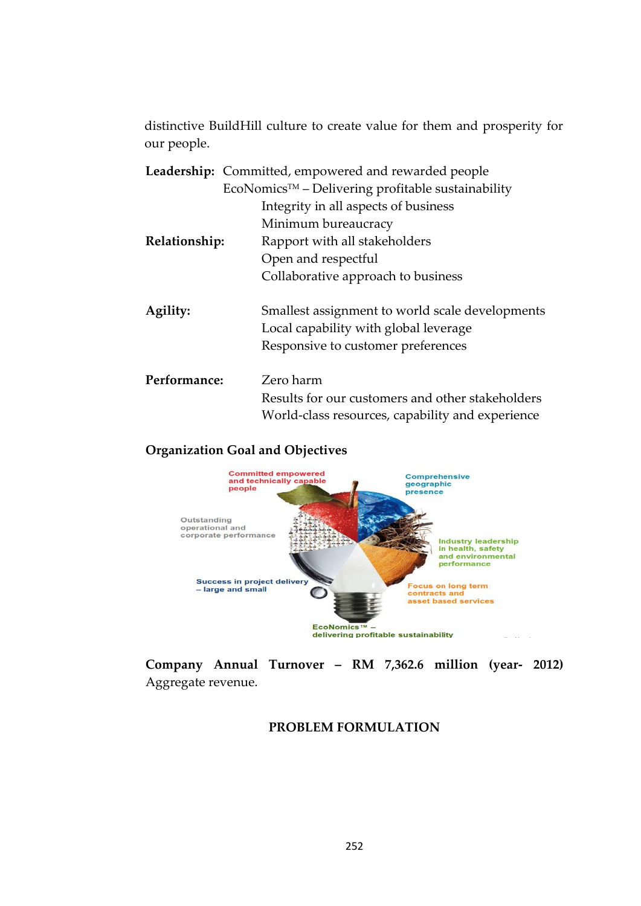distinctive BuildHill culture to create value for them and prosperity for our people.

**Leadership:** Committed, empowered and rewarded people
EcoNomics™ – Delivering profitable sustainability
Integrity in all aspects of business
Minimum bureaucracy

**Relationship:** Rapport with all stakeholders
Open and respectful
Collaborative approach to business

**Agility:** Smallest assignment to world scale developments
Local capability with global leverage
Responsive to customer preferences

**Performance:** Zero harm
Results for our customers and other stakeholders
World-class resources, capability and experience

**Organization Goal and Objectives**

Committed empowered and technically capable people

Comprehensive geographic presence

Outstanding operational and corporate performance

Industry leadership in health, safety and environmental performance

Success in project delivery – large and small

Focus on long term contracts and asset based services

EcoNomics™ – delivering profitable sustainability

**Company Annual Turnover – RM 7,362.6 million (year- 2012)**
Aggregate revenue.

**PROBLEM FORMULATION**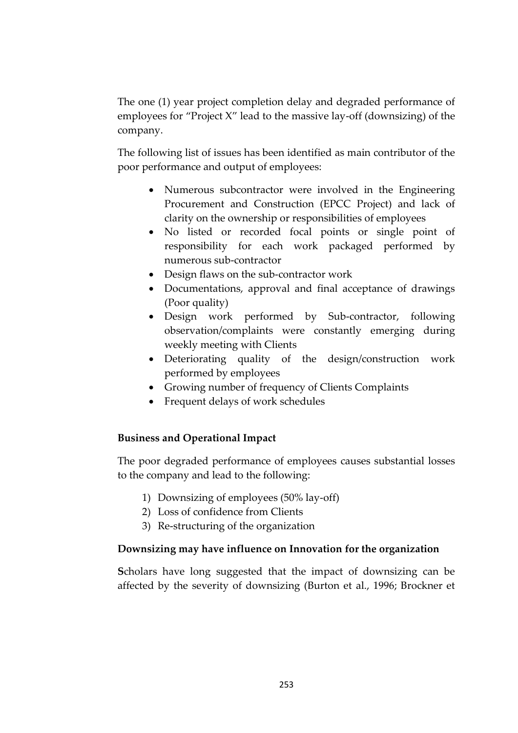The one (1) year project completion delay and degraded performance of employees for "Project X" lead to the massive lay-off (downsizing) of the company.

The following list of issues has been identified as main contributor of the poor performance and output of employees:

- Numerous subcontractor were involved in the Engineering Procurement and Construction (EPCC Project) and lack of clarity on the ownership or responsibilities of employees
- No listed or recorded focal points or single point of responsibility for each work packaged performed by numerous sub-contractor
- Design flaws on the sub-contractor work
- Documentations, approval and final acceptance of drawings (Poor quality)
- Design work performed by Sub-contractor, following observation/complaints were constantly emerging during weekly meeting with Clients
- Deteriorating quality of the design/construction work performed by employees
- Growing number of frequency of Clients Complaints
- Frequent delays of work schedules

**Business and Operational Impact**

The poor degraded performance of employees causes substantial losses to the company and lead to the following:

1) Downsizing of employees (50% lay-off)
2) Loss of confidence from Clients
3) Re-structuring of the organization

**Downsizing may have influence on Innovation for the organization**

**S**cholars have long suggested that the impact of downsizing can be affected by the severity of downsizing (Burton et al., 1996; Brockner et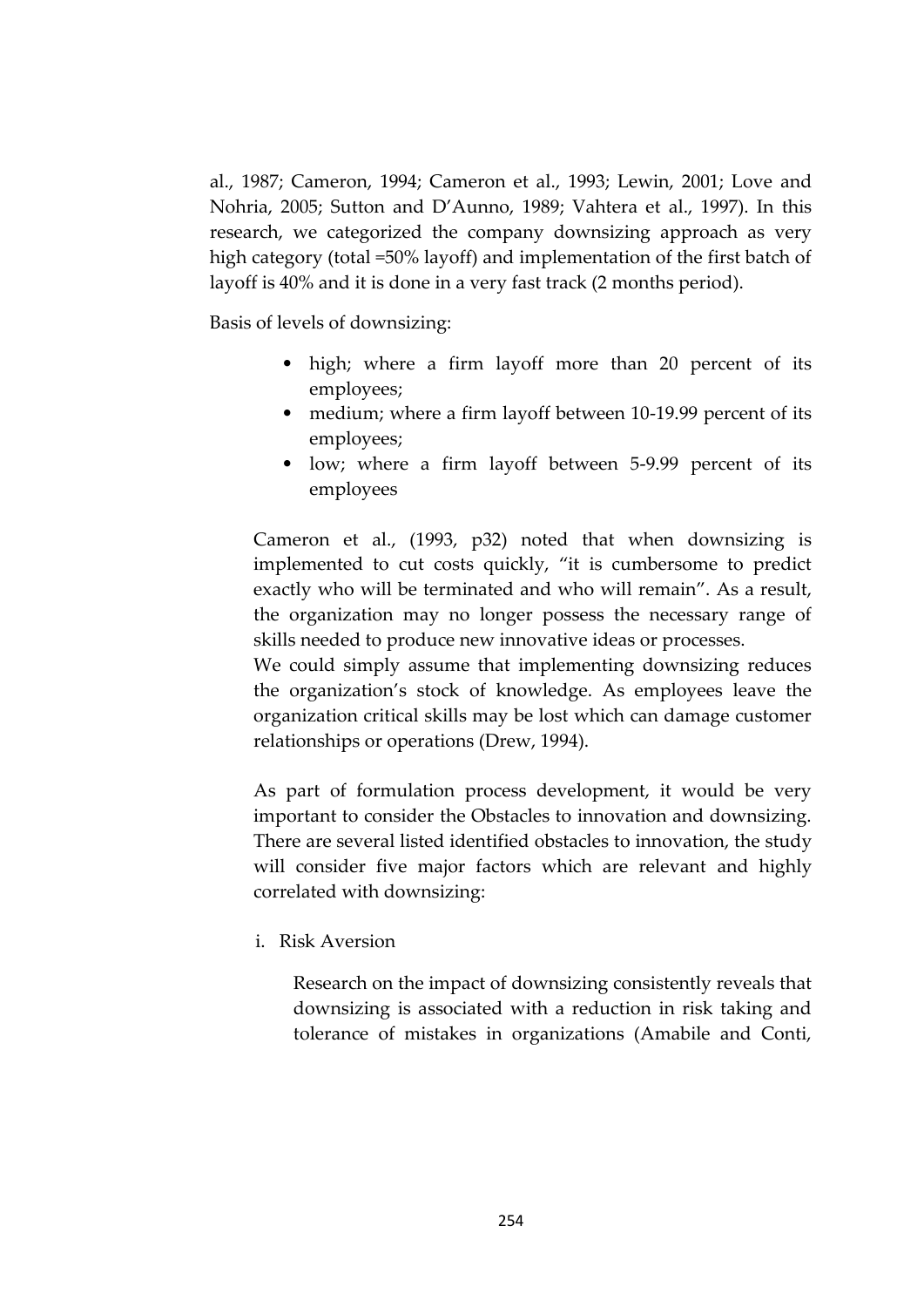al., 1987; Cameron, 1994; Cameron et al., 1993; Lewin, 2001; Love and Nohria, 2005; Sutton and D'Aunno, 1989; Vahtera et al., 1997). In this research, we categorized the company downsizing approach as very high category (total =50% layoff) and implementation of the first batch of layoff is 40% and it is done in a very fast track (2 months period).

Basis of levels of downsizing:

- high; where a firm layoff more than 20 percent of its employees;
- medium; where a firm layoff between 10-19.99 percent of its employees;
- low; where a firm layoff between 5-9.99 percent of its employees

Cameron et al., (1993, p32) noted that when downsizing is implemented to cut costs quickly, "it is cumbersome to predict exactly who will be terminated and who will remain". As a result, the organization may no longer possess the necessary range of skills needed to produce new innovative ideas or processes.

We could simply assume that implementing downsizing reduces the organization's stock of knowledge. As employees leave the organization critical skills may be lost which can damage customer relationships or operations (Drew, 1994).

As part of formulation process development, it would be very important to consider the Obstacles to innovation and downsizing. There are several listed identified obstacles to innovation, the study will consider five major factors which are relevant and highly correlated with downsizing:

i. Risk Aversion

Research on the impact of downsizing consistently reveals that downsizing is associated with a reduction in risk taking and tolerance of mistakes in organizations (Amabile and Conti,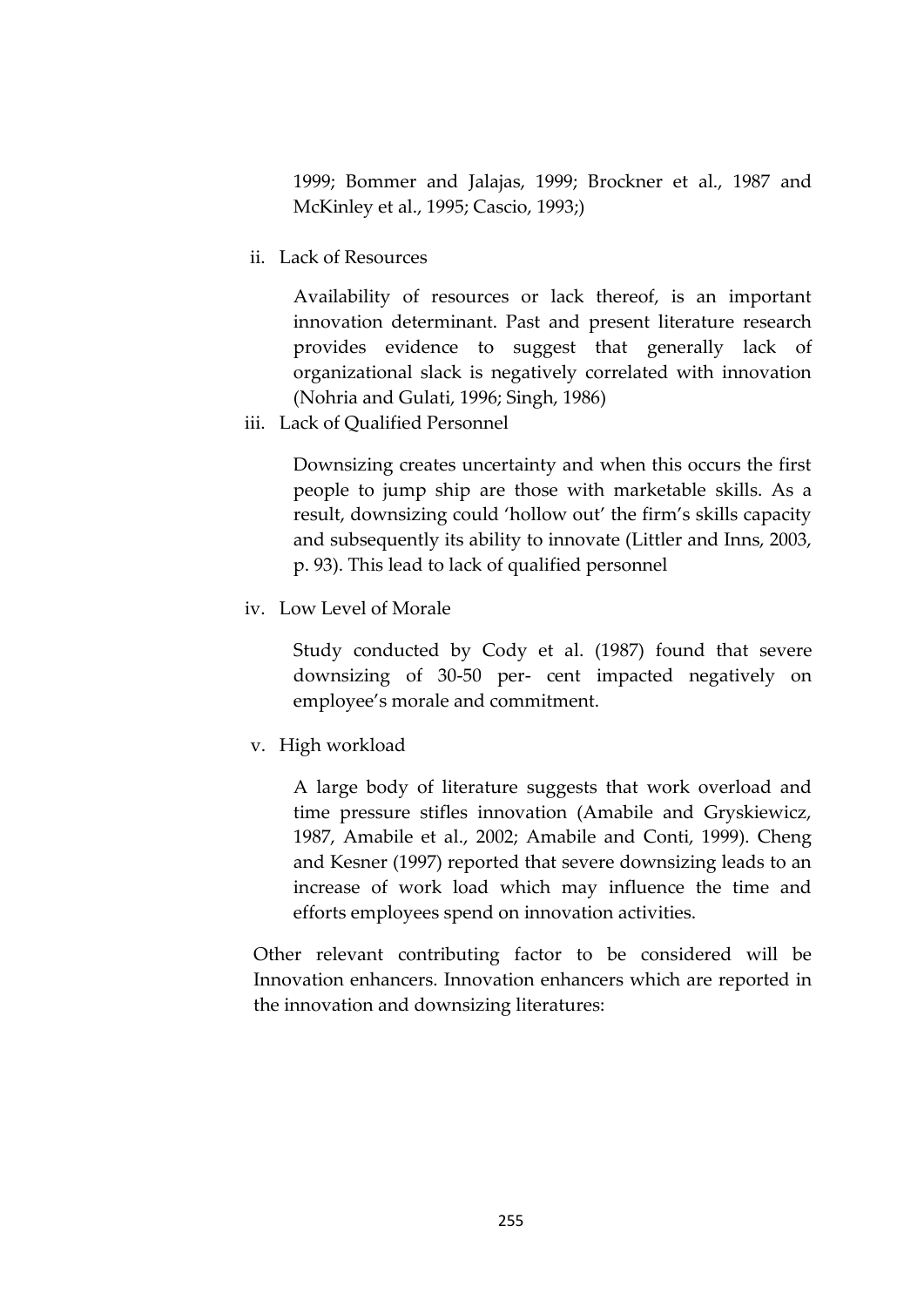1999; Bommer and Jalajas, 1999; Brockner et al., 1987 and McKinley et al., 1995; Cascio, 1993;)

ii. Lack of Resources

Availability of resources or lack thereof, is an important innovation determinant. Past and present literature research provides evidence to suggest that generally lack of organizational slack is negatively correlated with innovation (Nohria and Gulati, 1996; Singh, 1986)

iii. Lack of Qualified Personnel

Downsizing creates uncertainty and when this occurs the first people to jump ship are those with marketable skills. As a result, downsizing could 'hollow out' the firm's skills capacity and subsequently its ability to innovate (Littler and Inns, 2003, p. 93). This lead to lack of qualified personnel

iv. Low Level of Morale

Study conducted by Cody et al. (1987) found that severe downsizing of 30-50 per- cent impacted negatively on employee's morale and commitment.

v. High workload

A large body of literature suggests that work overload and time pressure stifles innovation (Amabile and Gryskiewicz, 1987, Amabile et al., 2002; Amabile and Conti, 1999). Cheng and Kesner (1997) reported that severe downsizing leads to an increase of work load which may influence the time and efforts employees spend on innovation activities.

Other relevant contributing factor to be considered will be Innovation enhancers. Innovation enhancers which are reported in the innovation and downsizing literatures: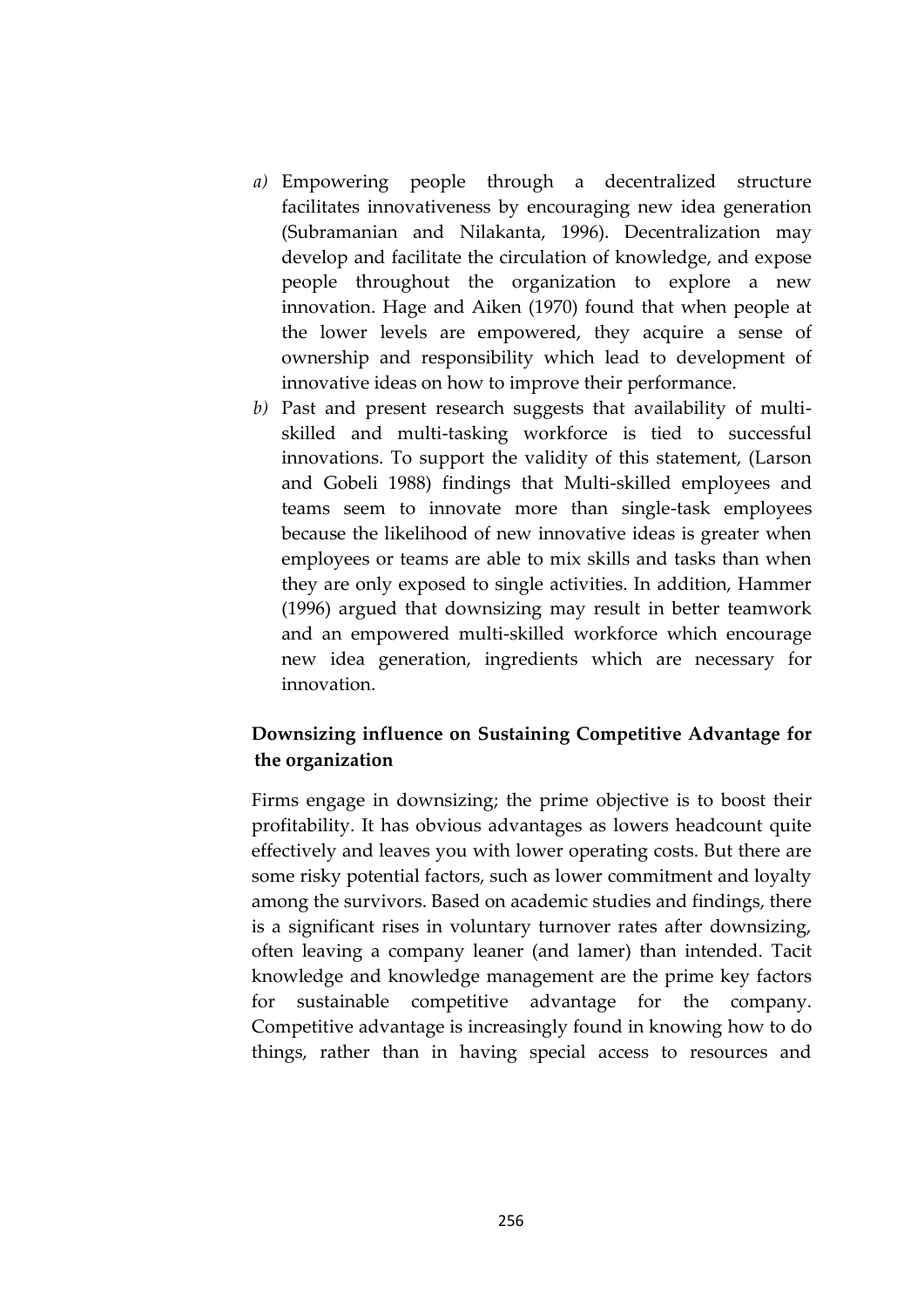*a)* Empowering people through a decentralized structure facilitates innovativeness by encouraging new idea generation (Subramanian and Nilakanta, 1996). Decentralization may develop and facilitate the circulation of knowledge, and expose people throughout the organization to explore a new innovation. Hage and Aiken (1970) found that when people at the lower levels are empowered, they acquire a sense of ownership and responsibility which lead to development of innovative ideas on how to improve their performance.

*b)* Past and present research suggests that availability of multi-skilled and multi-tasking workforce is tied to successful innovations. To support the validity of this statement, (Larson and Gobeli 1988) findings that Multi-skilled employees and teams seem to innovate more than single-task employees because the likelihood of new innovative ideas is greater when employees or teams are able to mix skills and tasks than when they are only exposed to single activities. In addition, Hammer (1996) argued that downsizing may result in better teamwork and an empowered multi-skilled workforce which encourage new idea generation, ingredients which are necessary for innovation.

**Downsizing influence on Sustaining Competitive Advantage for the organization**

Firms engage in downsizing; the prime objective is to boost their profitability. It has obvious advantages as lowers headcount quite effectively and leaves you with lower operating costs. But there are some risky potential factors, such as lower commitment and loyalty among the survivors. Based on academic studies and findings, there is a significant rises in voluntary turnover rates after downsizing, often leaving a company leaner (and lamer) than intended. Tacit knowledge and knowledge management are the prime key factors for sustainable competitive advantage for the company. Competitive advantage is increasingly found in knowing how to do things, rather than in having special access to resources and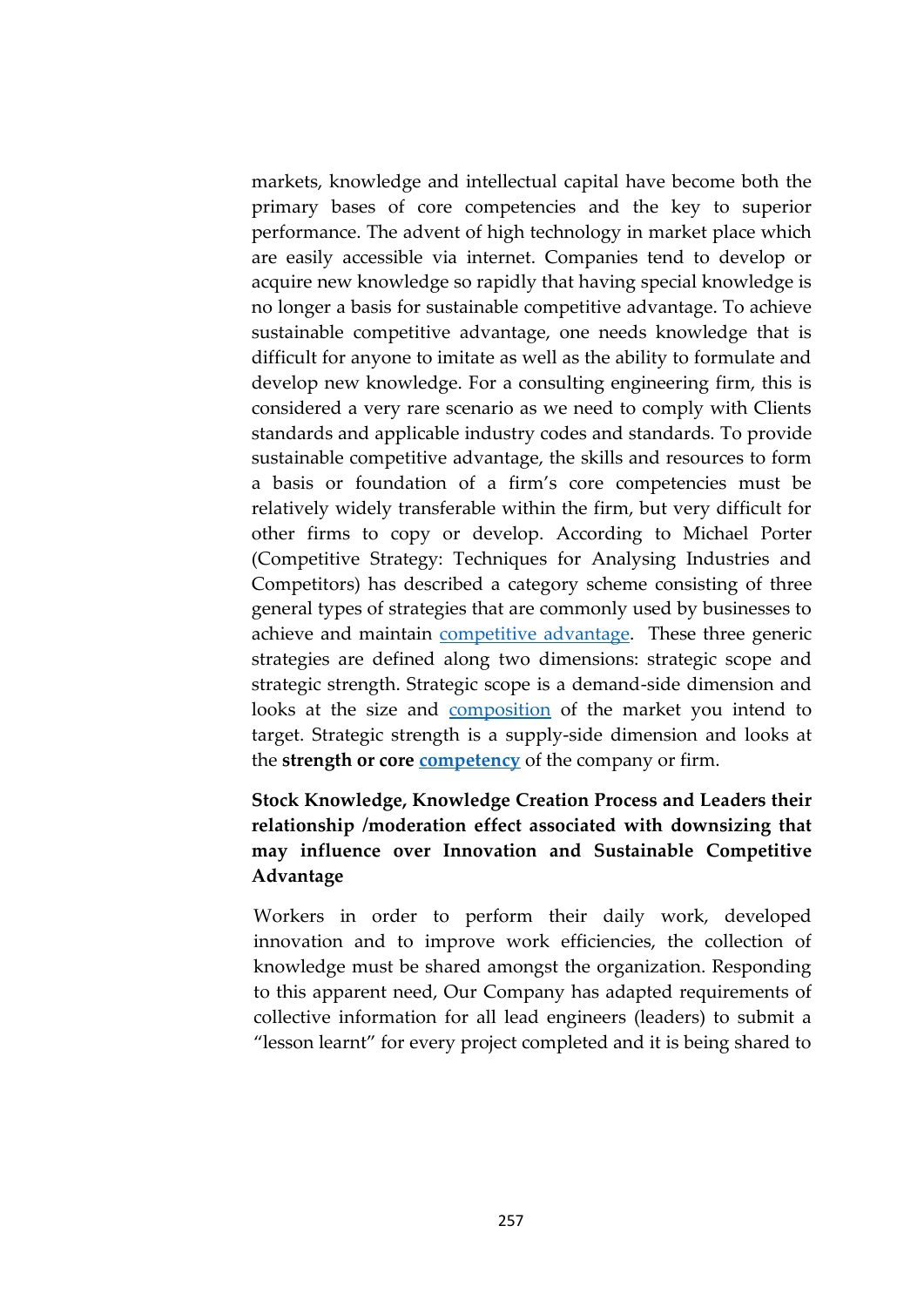markets, knowledge and intellectual capital have become both the primary bases of core competencies and the key to superior performance. The advent of high technology in market place which are easily accessible via internet. Companies tend to develop or acquire new knowledge so rapidly that having special knowledge is no longer a basis for sustainable competitive advantage. To achieve sustainable competitive advantage, one needs knowledge that is difficult for anyone to imitate as well as the ability to formulate and develop new knowledge. For a consulting engineering firm, this is considered a very rare scenario as we need to comply with Clients standards and applicable industry codes and standards. To provide sustainable competitive advantage, the skills and resources to form a basis or foundation of a firm's core competencies must be relatively widely transferable within the firm, but very difficult for other firms to copy or develop. According to Michael Porter (Competitive Strategy: Techniques for Analysing Industries and Competitors) has described a category scheme consisting of three general types of strategies that are commonly used by businesses to achieve and maintain competitive advantage. These three generic strategies are defined along two dimensions: strategic scope and strategic strength. Strategic scope is a demand-side dimension and looks at the size and composition of the market you intend to target. Strategic strength is a supply-side dimension and looks at the **strength or core competency** of the company or firm.

**Stock Knowledge, Knowledge Creation Process and Leaders their relationship /moderation effect associated with downsizing that may influence over Innovation and Sustainable Competitive Advantage**

Workers in order to perform their daily work, developed innovation and to improve work efficiencies, the collection of knowledge must be shared amongst the organization. Responding to this apparent need, Our Company has adapted requirements of collective information for all lead engineers (leaders) to submit a "lesson learnt" for every project completed and it is being shared to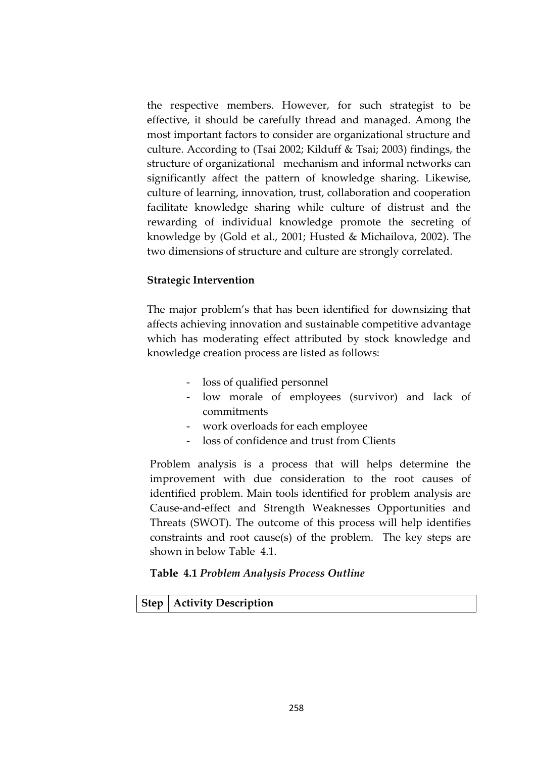the respective members. However, for such strategist to be effective, it should be carefully thread and managed. Among the most important factors to consider are organizational structure and culture. According to (Tsai 2002; Kilduff & Tsai; 2003) findings, the structure of organizational mechanism and informal networks can significantly affect the pattern of knowledge sharing. Likewise, culture of learning, innovation, trust, collaboration and cooperation facilitate knowledge sharing while culture of distrust and the rewarding of individual knowledge promote the secreting of knowledge by (Gold et al., 2001; Husted & Michailova, 2002). The two dimensions of structure and culture are strongly correlated.

**Strategic Intervention**

The major problem's that has been identified for downsizing that affects achieving innovation and sustainable competitive advantage which has moderating effect attributed by stock knowledge and knowledge creation process are listed as follows:

- loss of qualified personnel
- low morale of employees (survivor) and lack of commitments
- work overloads for each employee
- loss of confidence and trust from Clients

Problem analysis is a process that will helps determine the improvement with due consideration to the root causes of identified problem. Main tools identified for problem analysis are Cause-and-effect and Strength Weaknesses Opportunities and Threats (SWOT). The outcome of this process will help identifies constraints and root cause(s) of the problem. The key steps are shown in below Table 4.1.

**Table 4.1** *Problem Analysis Process Outline*

| Step | Activity Description |
|---|---|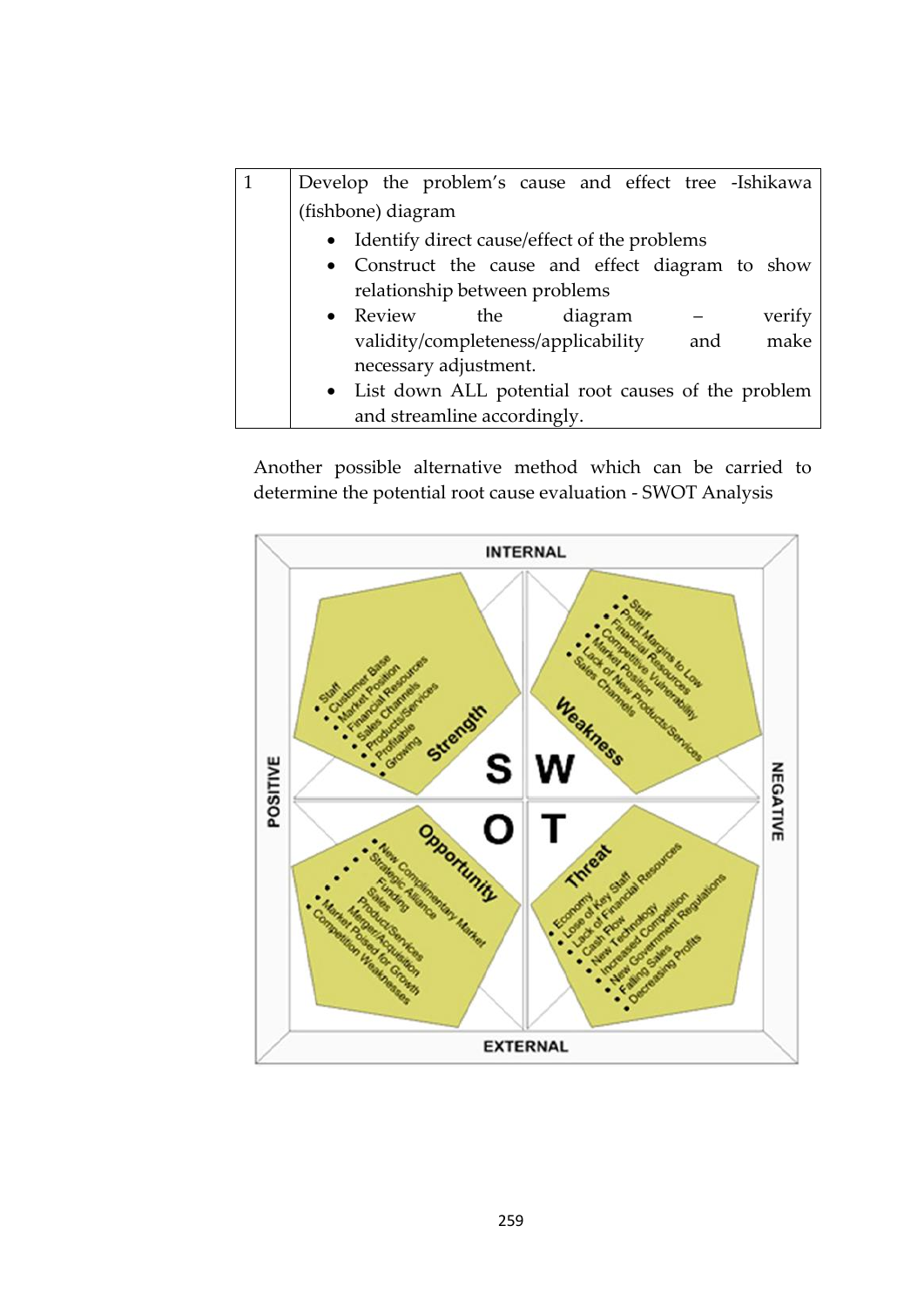| 1 | Develop the problem's cause and effect tree -Ishikawa (fishbone) diagram<br>• Identify direct cause/effect of the problems<br>• Construct the cause and effect diagram to show relationship between problems<br>• Review the diagram – verify validity/completeness/applicability and make necessary adjustment.<br>• List down ALL potential root causes of the problem and streamline accordingly. |
|---|---|

Another possible alternative method which can be carried to determine the potential root cause evaluation - SWOT Analysis

INTERNAL

POSITIVE

NEGATIVE

EXTERNAL

**S** – Strength
- Staff
- Customer Base
- Market Position
- Financial Resources
- Sales Channels
- Products/Services
- Profitable
- Growing

**W** – Weakness
- Staff
- Profit Margins to Low
- Financial Resources
- Competitive Vulnerability
- Market Position
- Lack of New Products/Services
- Sales Channels

**O** – Opportunity
- New Complimentary Market
- Strategic Alliance
- Funding
- Sales
- Product/Services
- Merger/Acquisition
- Market Poised for Growth
- Competition Weaknesses

**T** – Threat
- Economy
- Lose of Key Staff
- Lack of Financial Resources
- Cash Flow
- New Technology
- Increased Competition
- New Government Regulations
- Falling Sales
- Decreasing Profits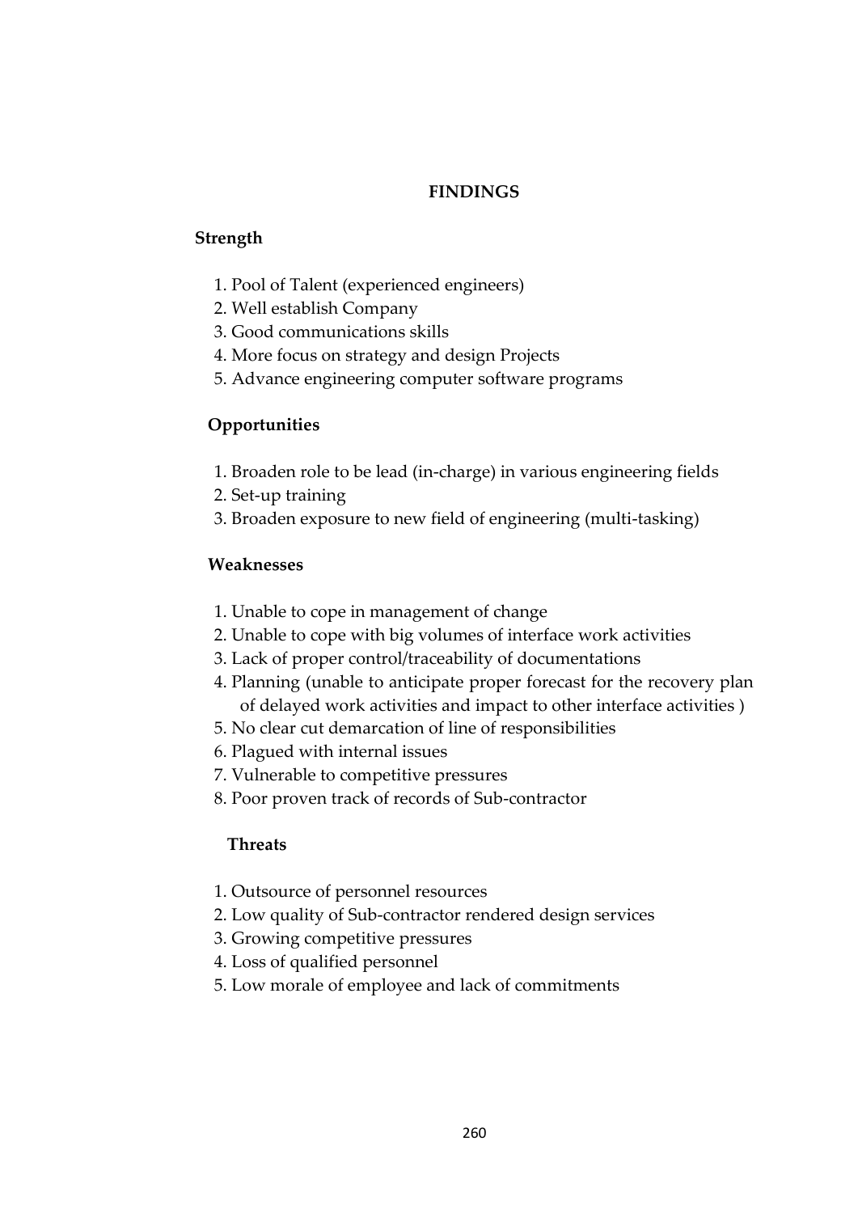## FINDINGS

### Strength

1. Pool of Talent (experienced engineers)
2. Well establish Company
3. Good communications skills
4. More focus on strategy and design Projects
5. Advance engineering computer software programs

### Opportunities

1. Broaden role to be lead (in-charge) in various engineering fields
2. Set-up training
3. Broaden exposure to new field of engineering (multi-tasking)

### Weaknesses

1. Unable to cope in management of change
2. Unable to cope with big volumes of interface work activities
3. Lack of proper control/traceability of documentations
4. Planning (unable to anticipate proper forecast for the recovery plan of delayed work activities and impact to other interface activities )
5. No clear cut demarcation of line of responsibilities
6. Plagued with internal issues
7. Vulnerable to competitive pressures
8. Poor proven track of records of Sub-contractor

### Threats

1. Outsource of personnel resources
2. Low quality of Sub-contractor rendered design services
3. Growing competitive pressures
4. Loss of qualified personnel
5. Low morale of employee and lack of commitments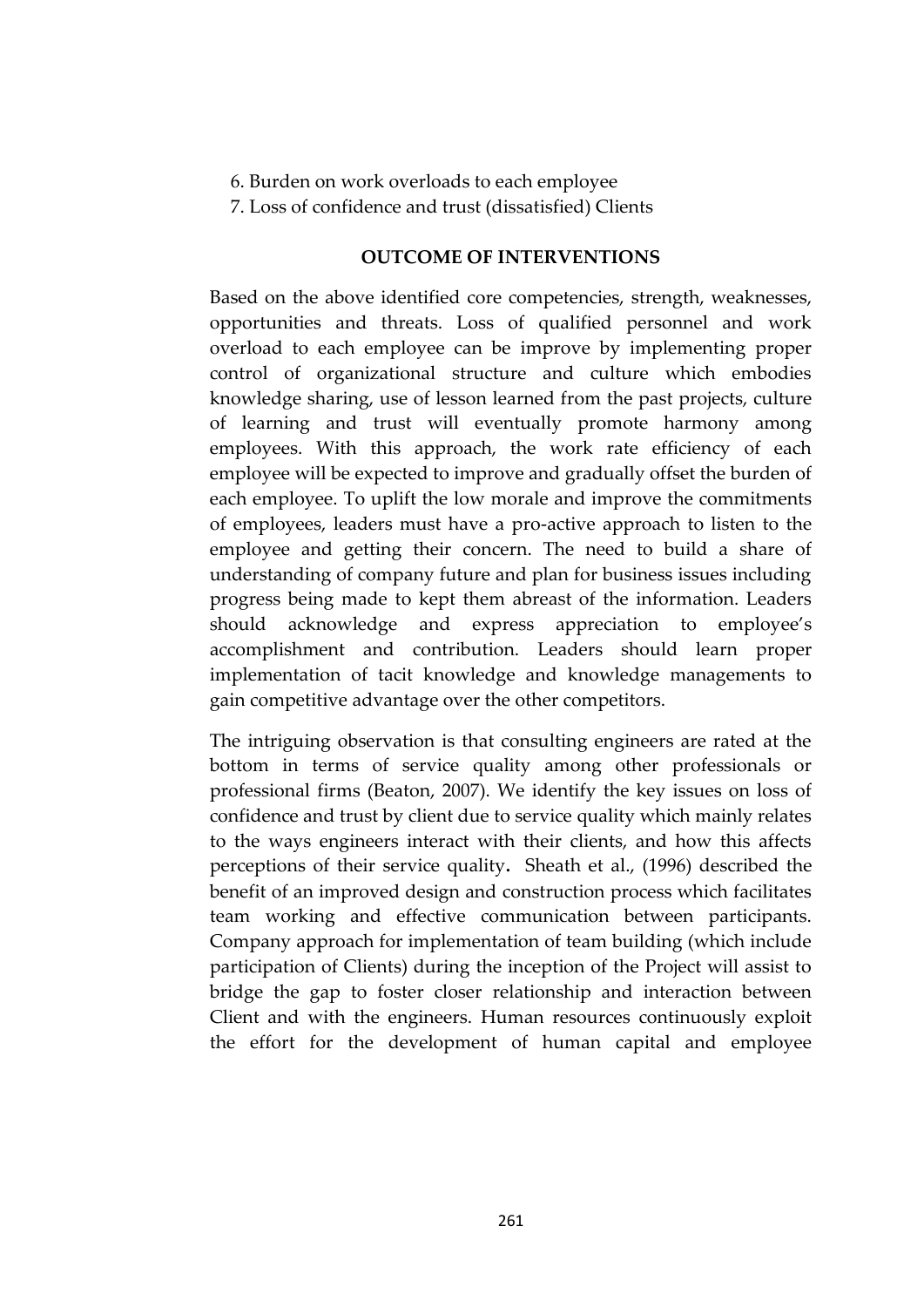6. Burden on work overloads to each employee
7. Loss of confidence and trust (dissatisfied) Clients

## OUTCOME OF INTERVENTIONS

Based on the above identified core competencies, strength, weaknesses, opportunities and threats. Loss of qualified personnel and work overload to each employee can be improve by implementing proper control of organizational structure and culture which embodies knowledge sharing, use of lesson learned from the past projects, culture of learning and trust will eventually promote harmony among employees. With this approach, the work rate efficiency of each employee will be expected to improve and gradually offset the burden of each employee. To uplift the low morale and improve the commitments of employees, leaders must have a pro-active approach to listen to the employee and getting their concern. The need to build a share of understanding of company future and plan for business issues including progress being made to kept them abreast of the information. Leaders should acknowledge and express appreciation to employee's accomplishment and contribution. Leaders should learn proper implementation of tacit knowledge and knowledge managements to gain competitive advantage over the other competitors.

The intriguing observation is that consulting engineers are rated at the bottom in terms of service quality among other professionals or professional firms (Beaton, 2007). We identify the key issues on loss of confidence and trust by client due to service quality which mainly relates to the ways engineers interact with their clients, and how this affects perceptions of their service quality**.** Sheath et al., (1996) described the benefit of an improved design and construction process which facilitates team working and effective communication between participants. Company approach for implementation of team building (which include participation of Clients) during the inception of the Project will assist to bridge the gap to foster closer relationship and interaction between Client and with the engineers. Human resources continuously exploit the effort for the development of human capital and employee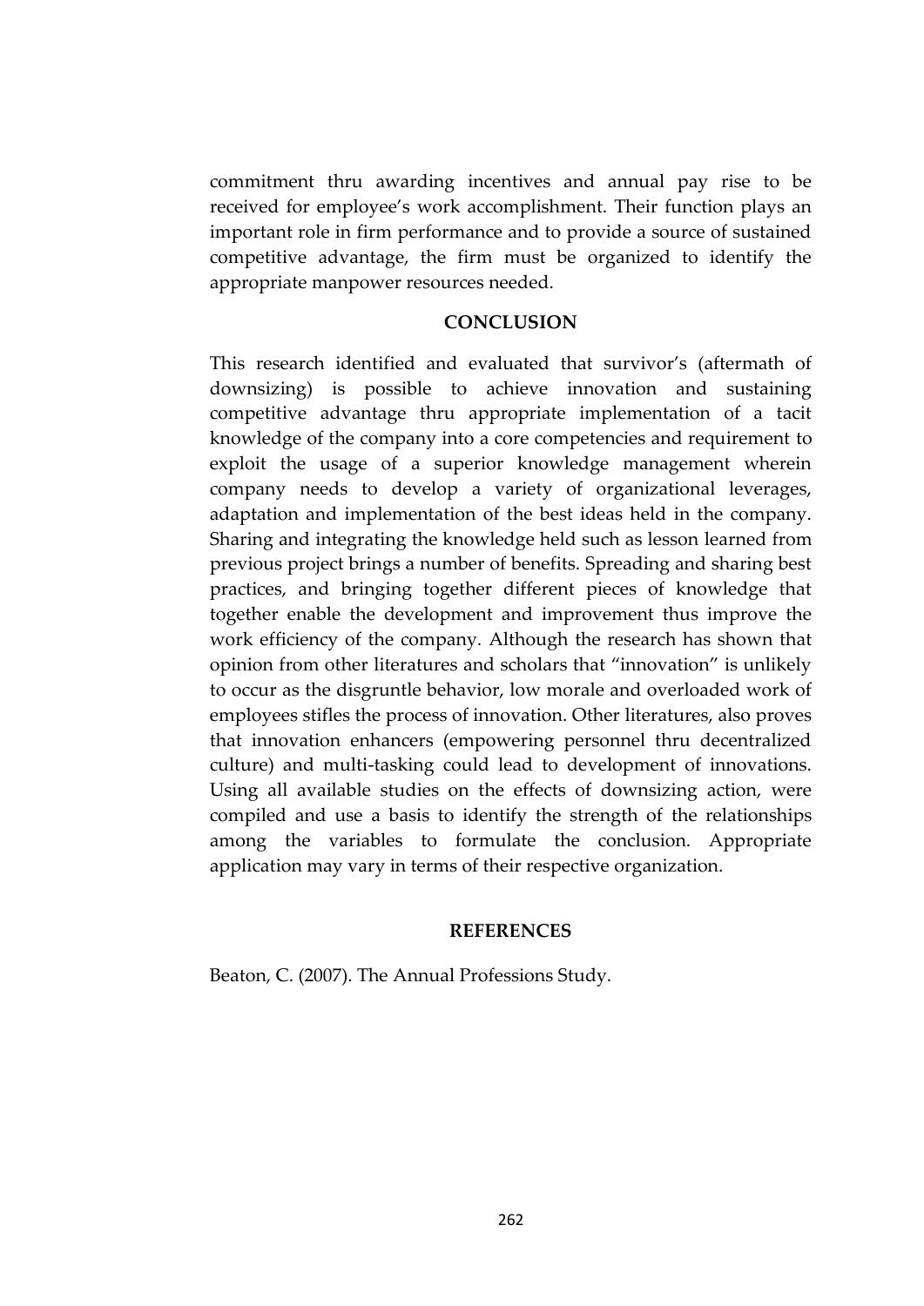commitment thru awarding incentives and annual pay rise to be received for employee's work accomplishment. Their function plays an important role in firm performance and to provide a source of sustained competitive advantage, the firm must be organized to identify the appropriate manpower resources needed.

## CONCLUSION

This research identified and evaluated that survivor's (aftermath of downsizing) is possible to achieve innovation and sustaining competitive advantage thru appropriate implementation of a tacit knowledge of the company into a core competencies and requirement to exploit the usage of a superior knowledge management wherein company needs to develop a variety of organizational leverages, adaptation and implementation of the best ideas held in the company. Sharing and integrating the knowledge held such as lesson learned from previous project brings a number of benefits. Spreading and sharing best practices, and bringing together different pieces of knowledge that together enable the development and improvement thus improve the work efficiency of the company. Although the research has shown that opinion from other literatures and scholars that "innovation" is unlikely to occur as the disgruntle behavior, low morale and overloaded work of employees stifles the process of innovation. Other literatures, also proves that innovation enhancers (empowering personnel thru decentralized culture) and multi-tasking could lead to development of innovations. Using all available studies on the effects of downsizing action, were compiled and use a basis to identify the strength of the relationships among the variables to formulate the conclusion. Appropriate application may vary in terms of their respective organization.

## REFERENCES

Beaton, C. (2007). The Annual Professions Study.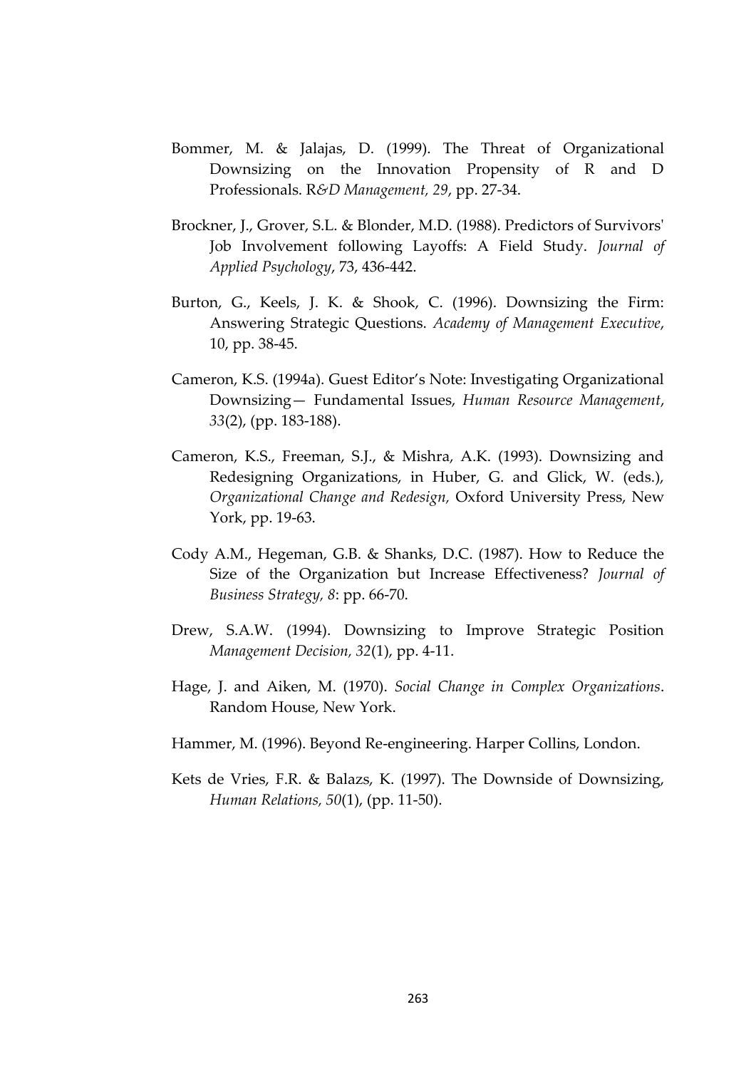Bommer, M. & Jalajas, D. (1999). The Threat of Organizational Downsizing on the Innovation Propensity of R and D Professionals. R*&D Management, 29*, pp. 27-34.

Brockner, J., Grover, S.L. & Blonder, M.D. (1988). Predictors of Survivors' Job Involvement following Layoffs: A Field Study. *Journal of Applied Psychology*, 73, 436-442.

Burton, G., Keels, J. K. & Shook, C. (1996). Downsizing the Firm: Answering Strategic Questions. *Academy of Management Executive*, 10, pp. 38-45.

Cameron, K.S. (1994a). Guest Editor's Note: Investigating Organizational Downsizing— Fundamental Issues, *Human Resource Management*, *33*(2), (pp. 183-188).

Cameron, K.S., Freeman, S.J., & Mishra, A.K. (1993). Downsizing and Redesigning Organizations, in Huber, G. and Glick, W. (eds.), *Organizational Change and Redesign,* Oxford University Press, New York, pp. 19-63.

Cody A.M., Hegeman, G.B. & Shanks, D.C. (1987). How to Reduce the Size of the Organization but Increase Effectiveness? *Journal of Business Strategy, 8*: pp. 66-70.

Drew, S.A.W. (1994). Downsizing to Improve Strategic Position *Management Decision, 32*(1), pp. 4-11.

Hage, J. and Aiken, M. (1970). *Social Change in Complex Organizations*. Random House, New York.

Hammer, M. (1996). Beyond Re-engineering. Harper Collins, London.

Kets de Vries, F.R. & Balazs, K. (1997). The Downside of Downsizing, *Human Relations, 50*(1), (pp. 11-50).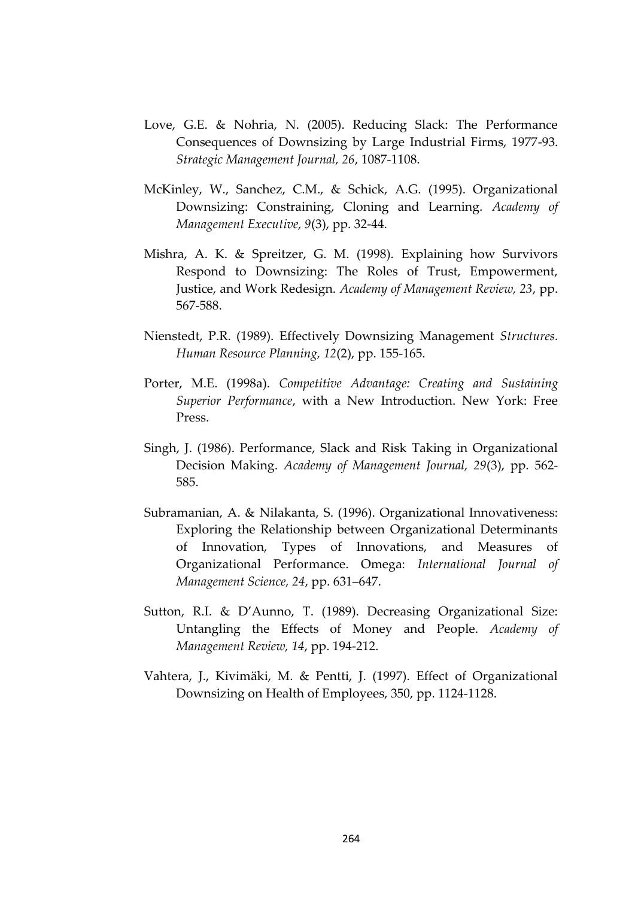Love, G.E. & Nohria, N. (2005). Reducing Slack: The Performance Consequences of Downsizing by Large Industrial Firms, 1977-93. *Strategic Management Journal, 26*, 1087-1108.

McKinley, W., Sanchez, C.M., & Schick, A.G. (1995). Organizational Downsizing: Constraining, Cloning and Learning. *Academy of Management Executive, 9*(3), pp. 32-44.

Mishra, A. K. & Spreitzer, G. M. (1998). Explaining how Survivors Respond to Downsizing: The Roles of Trust, Empowerment, Justice, and Work Redesign. *Academy of Management Review, 23*, pp. 567-588.

Nienstedt, P.R. (1989). Effectively Downsizing Management *Structures. Human Resource Planning, 12*(2), pp. 155-165.

Porter, M.E. (1998a). *Competitive Advantage: Creating and Sustaining Superior Performance*, with a New Introduction. New York: Free Press.

Singh, J. (1986). Performance, Slack and Risk Taking in Organizational Decision Making. *Academy of Management Journal, 29*(3), pp. 562-585.

Subramanian, A. & Nilakanta, S. (1996). Organizational Innovativeness: Exploring the Relationship between Organizational Determinants of Innovation, Types of Innovations, and Measures of Organizational Performance. Omega: *International Journal of Management Science, 24*, pp. 631–647.

Sutton, R.I. & D'Aunno, T. (1989). Decreasing Organizational Size: Untangling the Effects of Money and People. *Academy of Management Review, 14*, pp. 194-212.

Vahtera, J., Kivimäki, M. & Pentti, J. (1997). Effect of Organizational Downsizing on Health of Employees, 350, pp. 1124-1128.